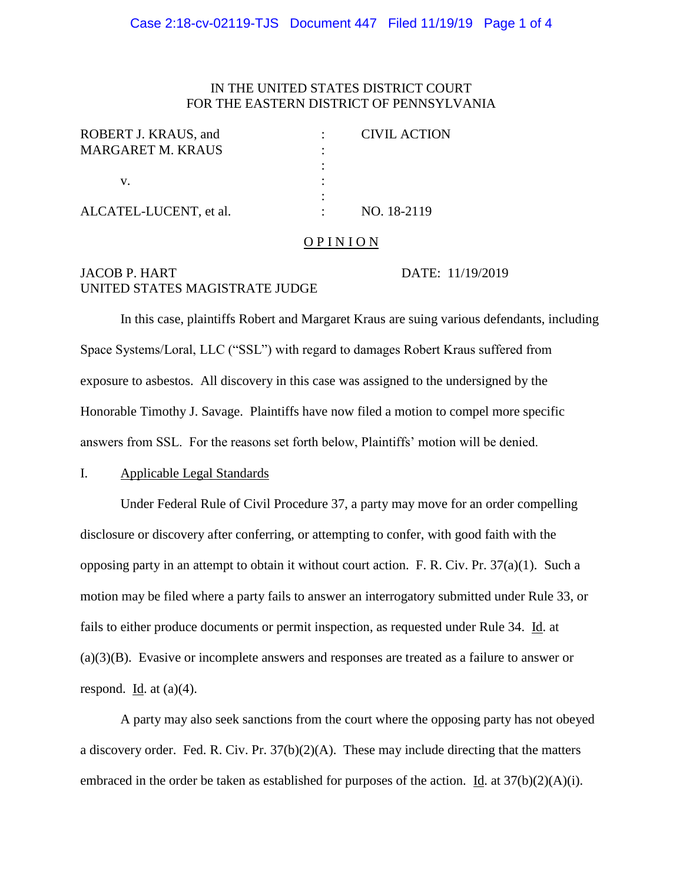IN THE UNITED STATES DISTRICT COURT
FOR THE EASTERN DISTRICT OF PENNSYLVANIA

| | | |
|---|---|---|
| ROBERT J. KRAUS, and MARGARET M. KRAUS | : | CIVIL ACTION |
| v. | : | |
| ALCATEL-LUCENT, et al. | : | NO. 18-2119 |

# OPINION

JACOB P. HART
UNITED STATES MAGISTRATE JUDGE

DATE: 11/19/2019

In this case, plaintiffs Robert and Margaret Kraus are suing various defendants, including Space Systems/Loral, LLC ("SSL") with regard to damages Robert Kraus suffered from exposure to asbestos. All discovery in this case was assigned to the undersigned by the Honorable Timothy J. Savage. Plaintiffs have now filed a motion to compel more specific answers from SSL. For the reasons set forth below, Plaintiffs' motion will be denied.

## I. Applicable Legal Standards

Under Federal Rule of Civil Procedure 37, a party may move for an order compelling disclosure or discovery after conferring, or attempting to confer, with good faith with the opposing party in an attempt to obtain it without court action. F. R. Civ. Pr. 37(a)(1). Such a motion may be filed where a party fails to answer an interrogatory submitted under Rule 33, or fails to either produce documents or permit inspection, as requested under Rule 34. Id. at (a)(3)(B). Evasive or incomplete answers and responses are treated as a failure to answer or respond. Id. at (a)(4).

A party may also seek sanctions from the court where the opposing party has not obeyed a discovery order. Fed. R. Civ. Pr. 37(b)(2)(A). These may include directing that the matters embraced in the order be taken as established for purposes of the action. Id. at 37(b)(2)(A)(i).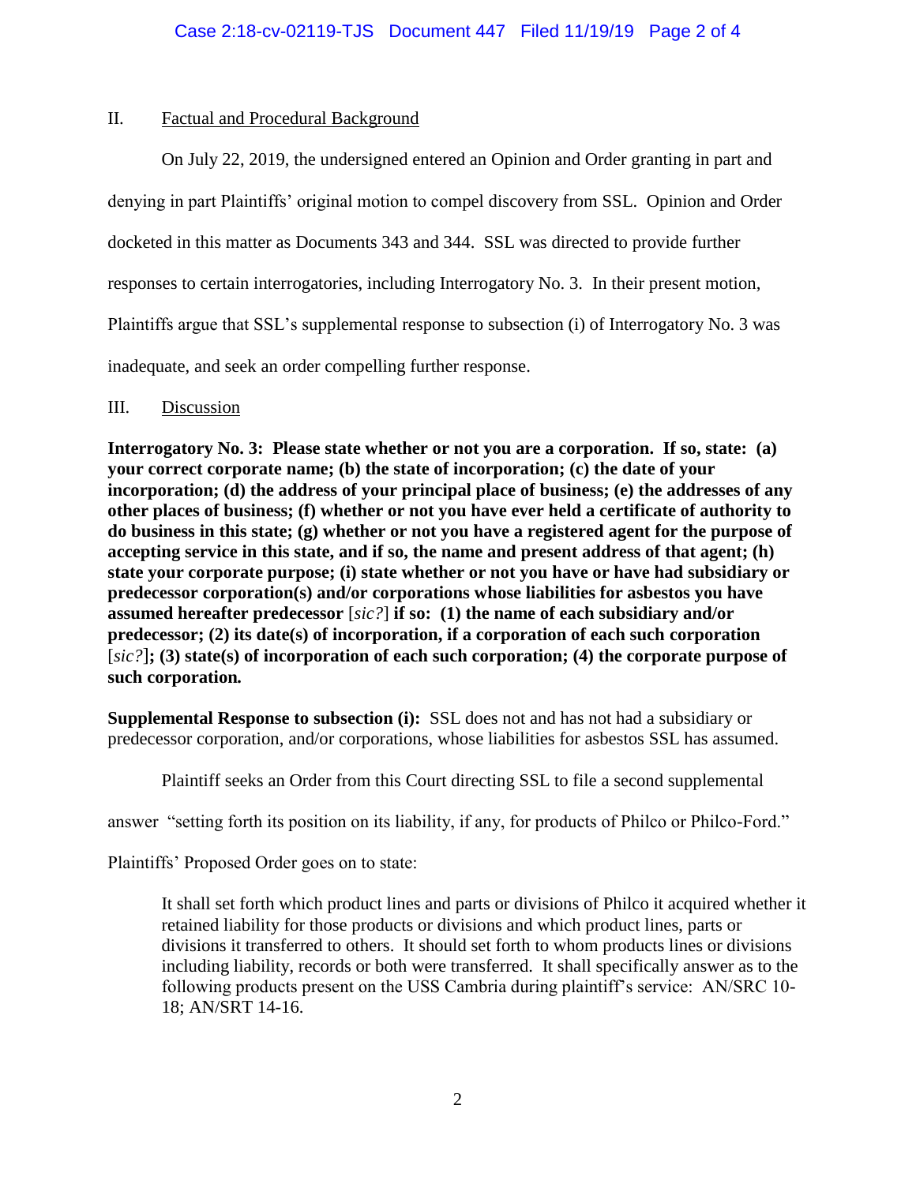## II. Factual and Procedural Background

On July 22, 2019, the undersigned entered an Opinion and Order granting in part and denying in part Plaintiffs' original motion to compel discovery from SSL. Opinion and Order docketed in this matter as Documents 343 and 344. SSL was directed to provide further responses to certain interrogatories, including Interrogatory No. 3. In their present motion, Plaintiffs argue that SSL's supplemental response to subsection (i) of Interrogatory No. 3 was inadequate, and seek an order compelling further response.

## III. Discussion

**Interrogatory No. 3: Please state whether or not you are a corporation. If so, state: (a) your correct corporate name; (b) the state of incorporation; (c) the date of your incorporation; (d) the address of your principal place of business; (e) the addresses of any other places of business; (f) whether or not you have ever held a certificate of authority to do business in this state; (g) whether or not you have a registered agent for the purpose of accepting service in this state, and if so, the name and present address of that agent; (h) state your corporate purpose; (i) state whether or not you have or have had subsidiary or predecessor corporation(s) and/or corporations whose liabilities for asbestos you have assumed hereafter predecessor** [*sic?*] **if so: (1) the name of each subsidiary and/or predecessor; (2) its date(s) of incorporation, if a corporation of each such corporation** [*sic?*]**; (3) state(s) of incorporation of each such corporation; (4) the corporate purpose of such corporation.**

**Supplemental Response to subsection (i):** SSL does not and has not had a subsidiary or predecessor corporation, and/or corporations, whose liabilities for asbestos SSL has assumed.

Plaintiff seeks an Order from this Court directing SSL to file a second supplemental answer "setting forth its position on its liability, if any, for products of Philco or Philco-Ford."

Plaintiffs' Proposed Order goes on to state:

> It shall set forth which product lines and parts or divisions of Philco it acquired whether it retained liability for those products or divisions and which product lines, parts or divisions it transferred to others. It should set forth to whom products lines or divisions including liability, records or both were transferred. It shall specifically answer as to the following products present on the USS Cambria during plaintiff's service: AN/SRC 10-18; AN/SRT 14-16.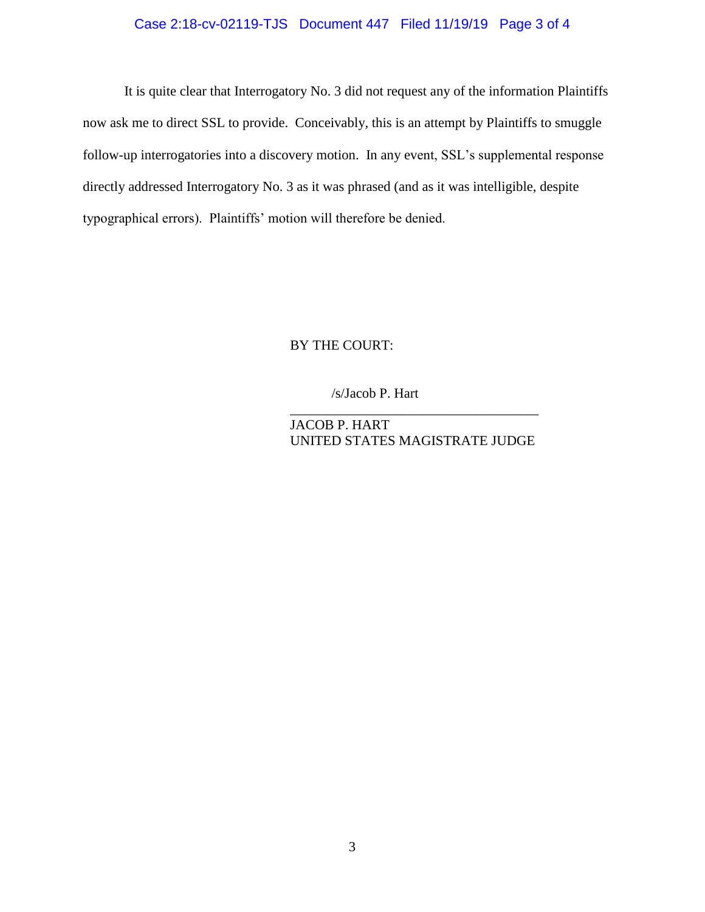It is quite clear that Interrogatory No. 3 did not request any of the information Plaintiffs now ask me to direct SSL to provide. Conceivably, this is an attempt by Plaintiffs to smuggle follow-up interrogatories into a discovery motion. In any event, SSL's supplemental response directly addressed Interrogatory No. 3 as it was phrased (and as it was intelligible, despite typographical errors). Plaintiffs' motion will therefore be denied.

BY THE COURT:

/s/Jacob P. Hart

JACOB P. HART
UNITED STATES MAGISTRATE JUDGE